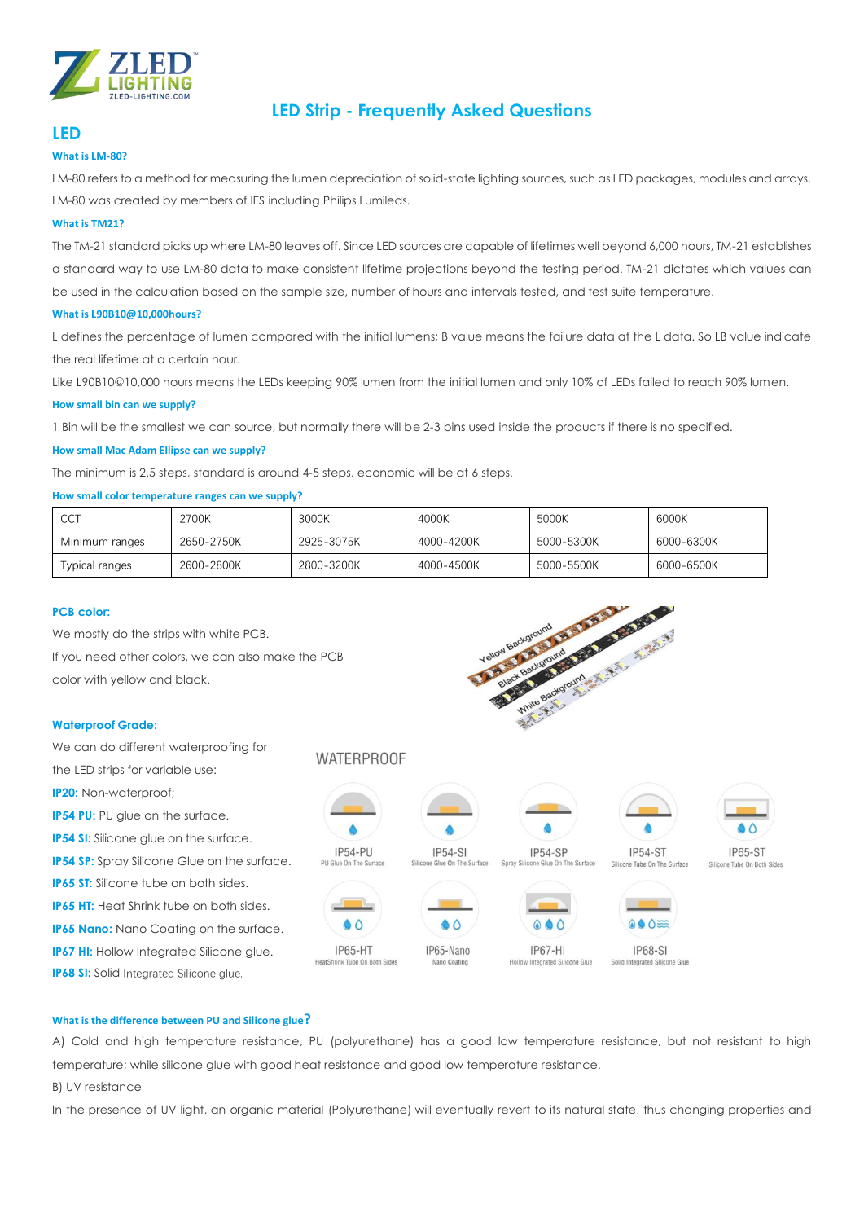# LED Strip - Frequently Asked Questions

## LED

### What is LM-80?

LM-80 refers to a method for measuring the lumen depreciation of solid-state lighting sources, such as LED packages, modules and arrays. LM-80 was created by members of IES including Philips Lumileds.

### What is TM21?

The TM-21 standard picks up where LM-80 leaves off. Since LED sources are capable of lifetimes well beyond 6,000 hours, TM-21 establishes a standard way to use LM-80 data to make consistent lifetime projections beyond the testing period. TM-21 dictates which values can be used in the calculation based on the sample size, number of hours and intervals tested, and test suite temperature.

### What is L90B10@10,000hours?

L defines the percentage of lumen compared with the initial lumens; B value means the failure data at the L data. So LB value indicate the real lifetime at a certain hour.

Like L90B10@10,000 hours means the LEDs keeping 90% lumen from the initial lumen and only 10% of LEDs failed to reach 90% lumen.

### How small bin can we supply?

1 Bin will be the smallest we can source, but normally there will be 2-3 bins used inside the products if there is no specified.

### How small Mac Adam Ellipse can we supply?

The minimum is 2.5 steps, standard is around 4-5 steps, economic will be at 6 steps.

### How small color temperature ranges can we supply?

| CCT | 2700K | 3000K | 4000K | 5000K | 6000K |
|---|---|---|---|---|---|
| Minimum ranges | 2650-2750K | 2925-3075K | 4000-4200K | 5000-5300K | 6000-6300K |
| Typical ranges | 2600-2800K | 2800-3200K | 4000-4500K | 5000-5500K | 6000-6500K |

### PCB color:

We mostly do the strips with white PCB.

If you need other colors, we can also make the PCB color with yellow and black.

### Waterproof Grade:

We can do different waterproofing for the LED strips for variable use:

**IP20:** Non-waterproof;

**IP54 PU:** PU glue on the surface.

**IP54 SI:** Silicone glue on the surface.

**IP54 SP:** Spray Silicone Glue on the surface.

**IP65 ST:** Silicone tube on both sides.

**IP65 HT:** Heat Shrink tube on both sides.

**IP65 Nano:** Nano Coating on the surface.

**IP67 HI:** Hollow Integrated Silicone glue.

**IP68 SI:** Solid Integrated Silicone glue.

### What is the difference between PU and Silicone glue?

A) Cold and high temperature resistance, PU (polyurethane) has a good low temperature resistance, but not resistant to high temperature; while silicone glue with good heat resistance and good low temperature resistance.

B) UV resistance

In the presence of UV light, an organic material (Polyurethane) will eventually revert to its natural state, thus changing properties and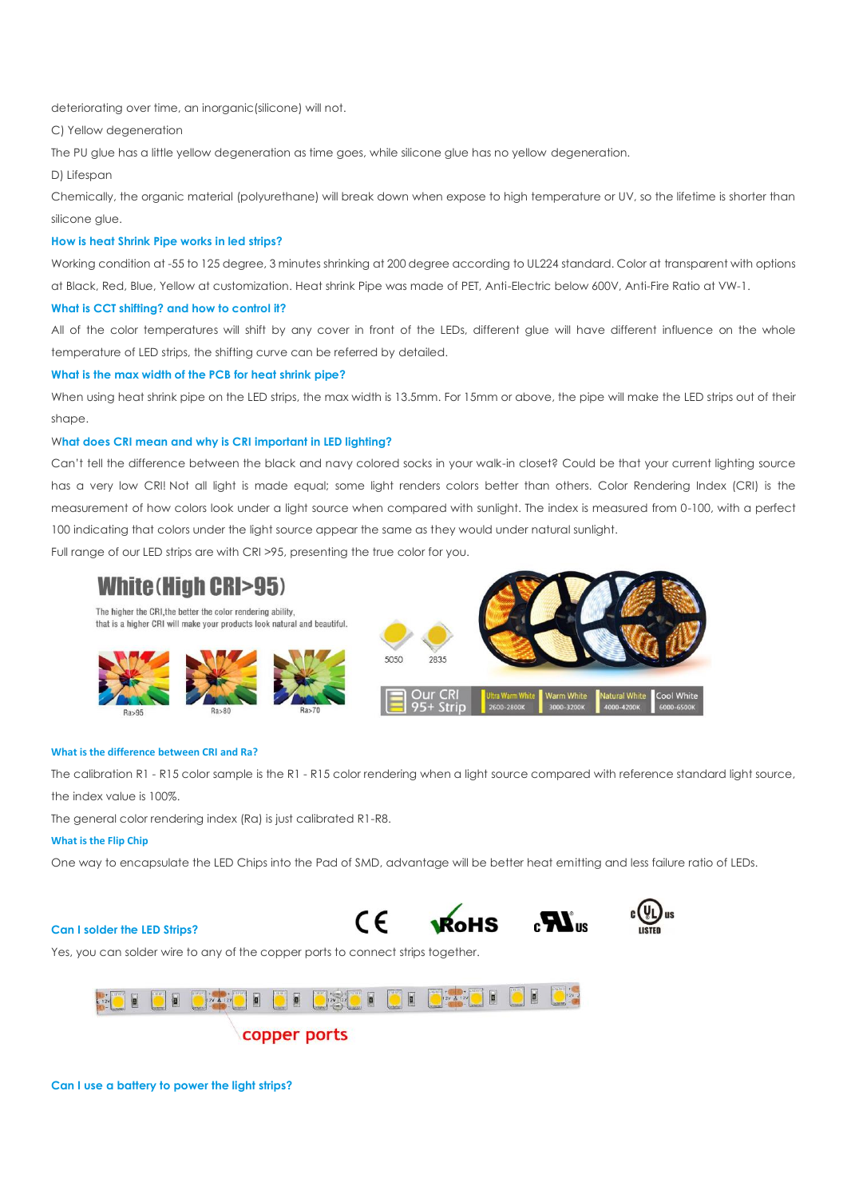deteriorating over time, an inorganic(silicone) will not.

C) Yellow degeneration

The PU glue has a little yellow degeneration as time goes, while silicone glue has no yellow degeneration.

D) Lifespan

Chemically, the organic material (polyurethane) will break down when expose to high temperature or UV, so the lifetime is shorter than silicone glue.

### How is heat Shrink Pipe works in led strips?

Working condition at -55 to 125 degree, 3 minutes shrinking at 200 degree according to UL224 standard. Color at transparent with options at Black, Red, Blue, Yellow at customization. Heat shrink Pipe was made of PET, Anti-Electric below 600V, Anti-Fire Ratio at VW-1.

### What is CCT shifting? and how to control it?

All of the color temperatures will shift by any cover in front of the LEDs, different glue will have different influence on the whole temperature of LED strips, the shifting curve can be referred by detailed.

### What is the max width of the PCB for heat shrink pipe?

When using heat shrink pipe on the LED strips, the max width is 13.5mm. For 15mm or above, the pipe will make the LED strips out of their shape.

### What does CRI mean and why is CRI important in LED lighting?

Can't tell the difference between the black and navy colored socks in your walk-in closet? Could be that your current lighting source has a very low CRI! Not all light is made equal; some light renders colors better than others. Color Rendering Index (CRI) is the measurement of how colors look under a light source when compared with sunlight. The index is measured from 0-100, with a perfect 100 indicating that colors under the light source appear the same as they would under natural sunlight.

Full range of our LED strips are with CRI >95, presenting the true color for you.

### What is the difference between CRI and Ra?

The calibration R1 - R15 color sample is the R1 - R15 color rendering when a light source compared with reference standard light source, the index value is 100%.

The general color rendering index (Ra) is just calibrated R1-R8.

### What is the Flip Chip

One way to encapsulate the LED Chips into the Pad of SMD, advantage will be better heat emitting and less failure ratio of LEDs.

### Can I solder the LED Strips?

Yes, you can solder wire to any of the copper ports to connect strips together.

### Can I use a battery to power the light strips?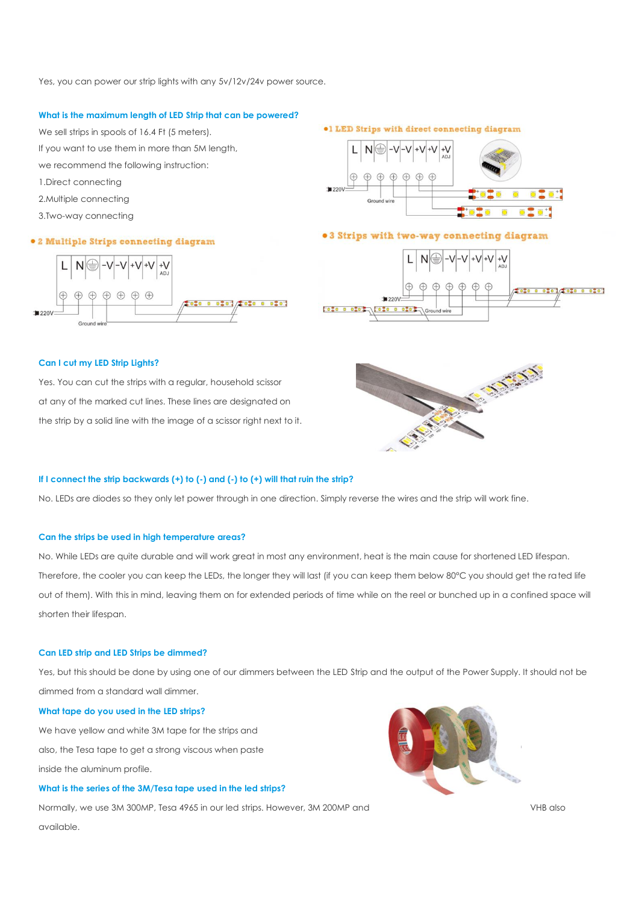Yes, you can power our strip lights with any 5v/12v/24v power source.

### What is the maximum length of LED Strip that can be powered?

We sell strips in spools of 16.4 Ft (5 meters).

If you want to use them in more than 5M length,

we recommend the following instruction:

1.Direct connecting

2.Multiple connecting

3.Two-way connecting

● 1 LED Strips with direct connecting diagram

● 2 Multiple Strips connecting diagram

● 3 Strips with two-way connecting diagram

### Can I cut my LED Strip Lights?

Yes. You can cut the strips with a regular, household scissor at any of the marked cut lines. These lines are designated on the strip by a solid line with the image of a scissor right next to it.

### If I connect the strip backwards (+) to (-) and (-) to (+) will that ruin the strip?

No. LEDs are diodes so they only let power through in one direction. Simply reverse the wires and the strip will work fine.

### Can the strips be used in high temperature areas?

No. While LEDs are quite durable and will work great in most any environment, heat is the main cause for shortened LED lifespan. Therefore, the cooler you can keep the LEDs, the longer they will last (if you can keep them below 80°C you should get the rated life out of them). With this in mind, leaving them on for extended periods of time while on the reel or bunched up in a confined space will shorten their lifespan.

### Can LED strip and LED Strips be dimmed?

Yes, but this should be done by using one of our dimmers between the LED Strip and the output of the Power Supply. It should not be dimmed from a standard wall dimmer.

### What tape do you used in the LED strips?

We have yellow and white 3M tape for the strips and also, the Tesa tape to get a strong viscous when paste inside the aluminum profile.

### What is the series of the 3M/Tesa tape used in the led strips?

Normally, we use 3M 300MP, Tesa 4965 in our led strips. However, 3M 200MP and VHB also available.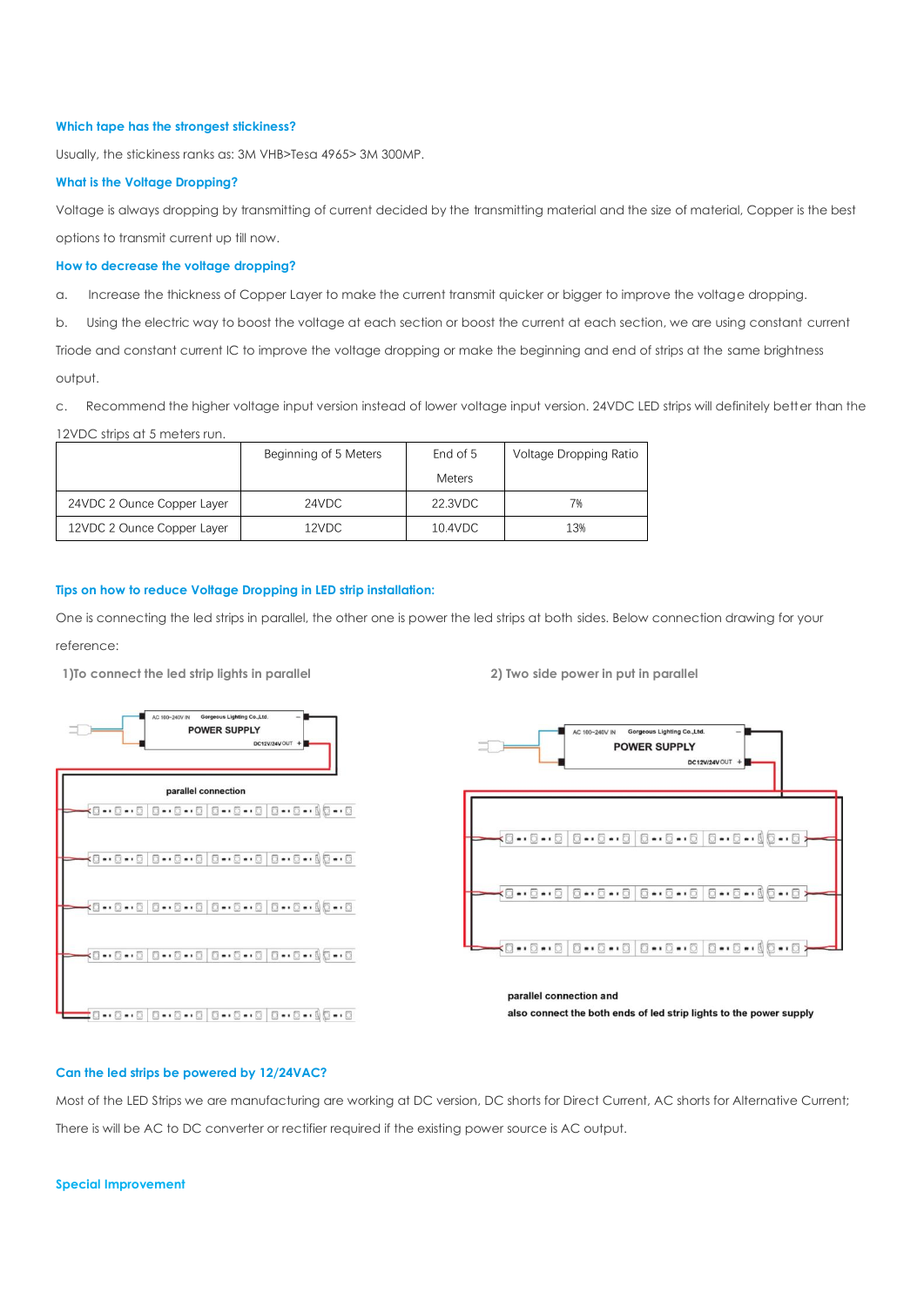### Which tape has the strongest stickiness?

Usually, the stickiness ranks as: 3M VHB>Tesa 4965> 3M 300MP.

### What is the Voltage Dropping?

Voltage is always dropping by transmitting of current decided by the transmitting material and the size of material, Copper is the best options to transmit current up till now.

### How to decrease the voltage dropping?

a. Increase the thickness of Copper Layer to make the current transmit quicker or bigger to improve the voltage dropping.

b. Using the electric way to boost the voltage at each section or boost the current at each section, we are using constant current Triode and constant current IC to improve the voltage dropping or make the beginning and end of strips at the same brightness output.

c. Recommend the higher voltage input version instead of lower voltage input version. 24VDC LED strips will definitely better than the 12VDC strips at 5 meters run.

| | Beginning of 5 Meters | End of 5 Meters | Voltage Dropping Ratio |
|---|---|---|---|
| 24VDC 2 Ounce Copper Layer | 24VDC | 22.3VDC | 7% |
| 12VDC 2 Ounce Copper Layer | 12VDC | 10.4VDC | 13% |

### Tips on how to reduce Voltage Dropping in LED strip installation:

One is connecting the led strips in parallel, the other one is power the led strips at both sides. Below connection drawing for your reference:

**1)To connect the led strip lights in parallel**

AC 100~240V IN | Gorgeous Lighting Co.,Ltd. | POWER SUPPLY | DC12V/24V OUT

parallel connection

**2) Two side power in put in parallel**

AC 100~240V IN | Gorgeous Lighting Co.,Ltd. | POWER SUPPLY | DC12V/24V OUT

parallel connection and also connect the both ends of led strip lights to the power supply

### Can the led strips be powered by 12/24VAC?

Most of the LED Strips we are manufacturing are working at DC version, DC shorts for Direct Current, AC shorts for Alternative Current; There is will be AC to DC converter or rectifier required if the existing power source is AC output.

### Special Improvement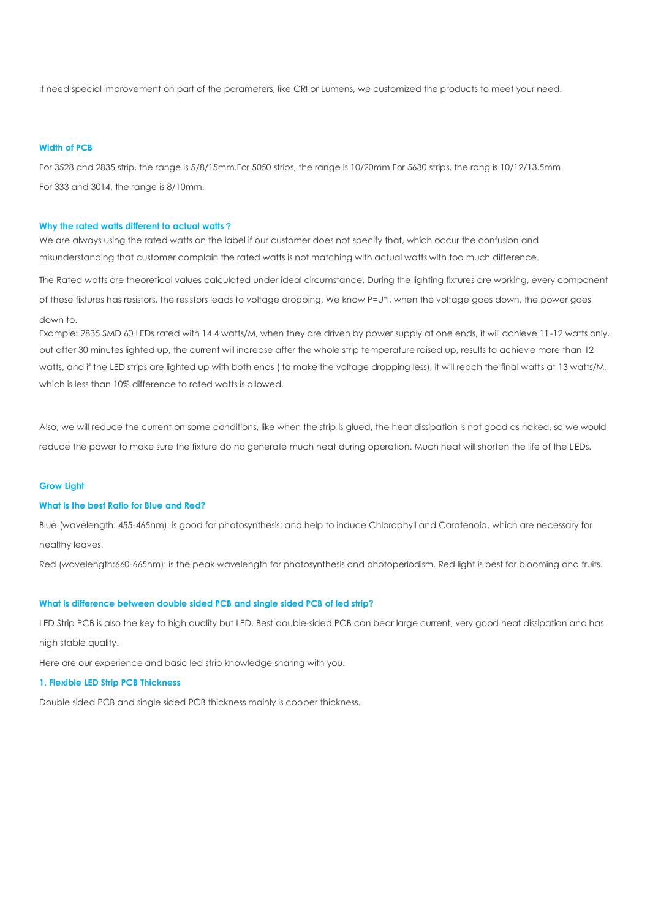If need special improvement on part of the parameters, like CRI or Lumens, we customized the products to meet your need.

**Width of PCB**

For 3528 and 2835 strip, the range is 5/8/15mm.For 5050 strips, the range is 10/20mm.For 5630 strips, the rang is 10/12/13.5mm

For 333 and 3014, the range is 8/10mm.

**Why the rated watts different to actual watts？**

We are always using the rated watts on the label if our customer does not specify that, which occur the confusion and misunderstanding that customer complain the rated watts is not matching with actual watts with too much difference.

The Rated watts are theoretical values calculated under ideal circumstance. During the lighting fixtures are working, every component of these fixtures has resistors, the resistors leads to voltage dropping. We know P=U*I, when the voltage goes down, the power goes down to.

Example: 2835 SMD 60 LEDs rated with 14.4 watts/M, when they are driven by power supply at one ends, it will achieve 11-12 watts only, but after 30 minutes lighted up, the current will increase after the whole strip temperature raised up, results to achieve more than 12 watts, and if the LED strips are lighted up with both ends ( to make the voltage dropping less), it will reach the final watts at 13 watts/M, which is less than 10% difference to rated watts is allowed.

Also, we will reduce the current on some conditions, like when the strip is glued, the heat dissipation is not good as naked, so we would reduce the power to make sure the fixture do no generate much heat during operation. Much heat will shorten the life of the LEDs.

**Grow Light**

**What is the best Ratio for Blue and Red?**

Blue (wavelength: 455-465nm): is good for photosynthesis; and help to induce Chlorophyll and Carotenoid, which are necessary for healthy leaves.

Red (wavelength:660-665nm): is the peak wavelength for photosynthesis and photoperiodism. Red light is best for blooming and fruits.

**What is difference between double sided PCB and single sided PCB of led strip?**

LED Strip PCB is also the key to high quality but LED. Best double-sided PCB can bear large current, very good heat dissipation and has high stable quality.

Here are our experience and basic led strip knowledge sharing with you.

**1. Flexible LED Strip PCB Thickness**

Double sided PCB and single sided PCB thickness mainly is cooper thickness.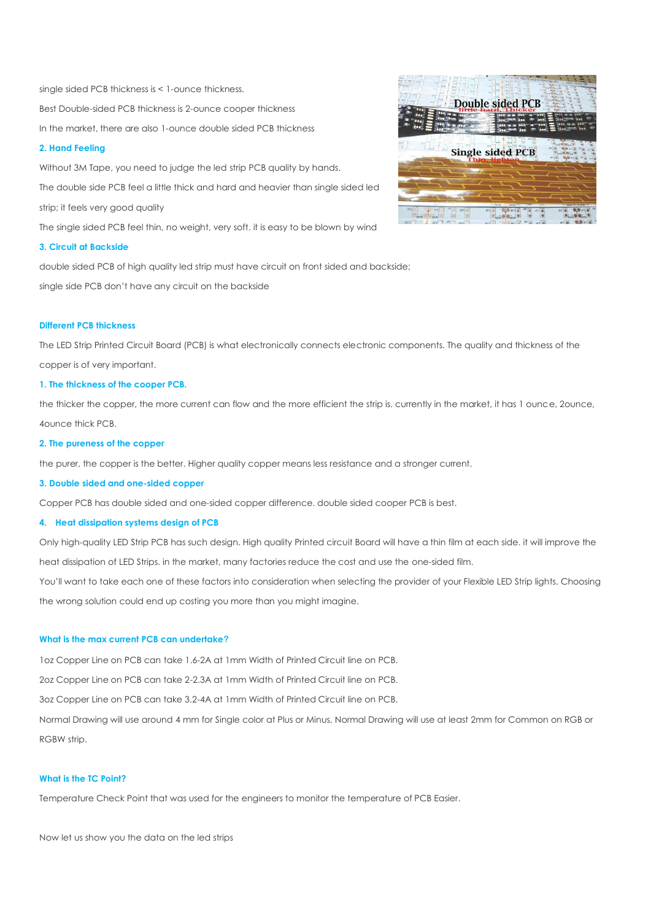single sided PCB thickness is < 1-ounce thickness.

Best Double-sided PCB thickness is 2-ounce cooper thickness

In the market, there are also 1-ounce double sided PCB thickness

### 2. Hand Feeling

Without 3M Tape, you need to judge the led strip PCB quality by hands.

The double side PCB feel a little thick and hard and heavier than single sided led strip; it feels very good quality

The single sided PCB feel thin, no weight, very soft. it is easy to be blown by wind

### 3. Circuit at Backside

double sided PCB of high quality led strip must have circuit on front sided and backside;

single side PCB don't have any circuit on the backside

## Different PCB thickness

The LED Strip Printed Circuit Board (PCB) is what electronically connects electronic components. The quality and thickness of the copper is of very important.

### 1. The thickness of the cooper PCB.

the thicker the copper, the more current can flow and the more efficient the strip is. currently in the market, it has 1 ounce, 2ounce, 4ounce thick PCB.

### 2. The pureness of the copper

the purer, the copper is the better. Higher quality copper means less resistance and a stronger current.

### 3. Double sided and one-sided copper

Copper PCB has double sided and one-sided copper difference. double sided cooper PCB is best.

### 4. Heat dissipation systems design of PCB

Only high-quality LED Strip PCB has such design. High quality Printed circuit Board will have a thin film at each side. it will improve the heat dissipation of LED Strips. in the market, many factories reduce the cost and use the one-sided film.

You'll want to take each one of these factors into consideration when selecting the provider of your Flexible LED Strip lights. Choosing the wrong solution could end up costing you more than you might imagine.

## What is the max current PCB can undertake?

1oz Copper Line on PCB can take 1.6-2A at 1mm Width of Printed Circuit line on PCB.

2oz Copper Line on PCB can take 2-2.3A at 1mm Width of Printed Circuit line on PCB.

3oz Copper Line on PCB can take 3.2-4A at 1mm Width of Printed Circuit line on PCB.

Normal Drawing will use around 4 mm for Single color at Plus or Minus, Normal Drawing will use at least 2mm for Common on RGB or RGBW strip.

## What is the TC Point?

Temperature Check Point that was used for the engineers to monitor the temperature of PCB Easier.

Now let us show you the data on the led strips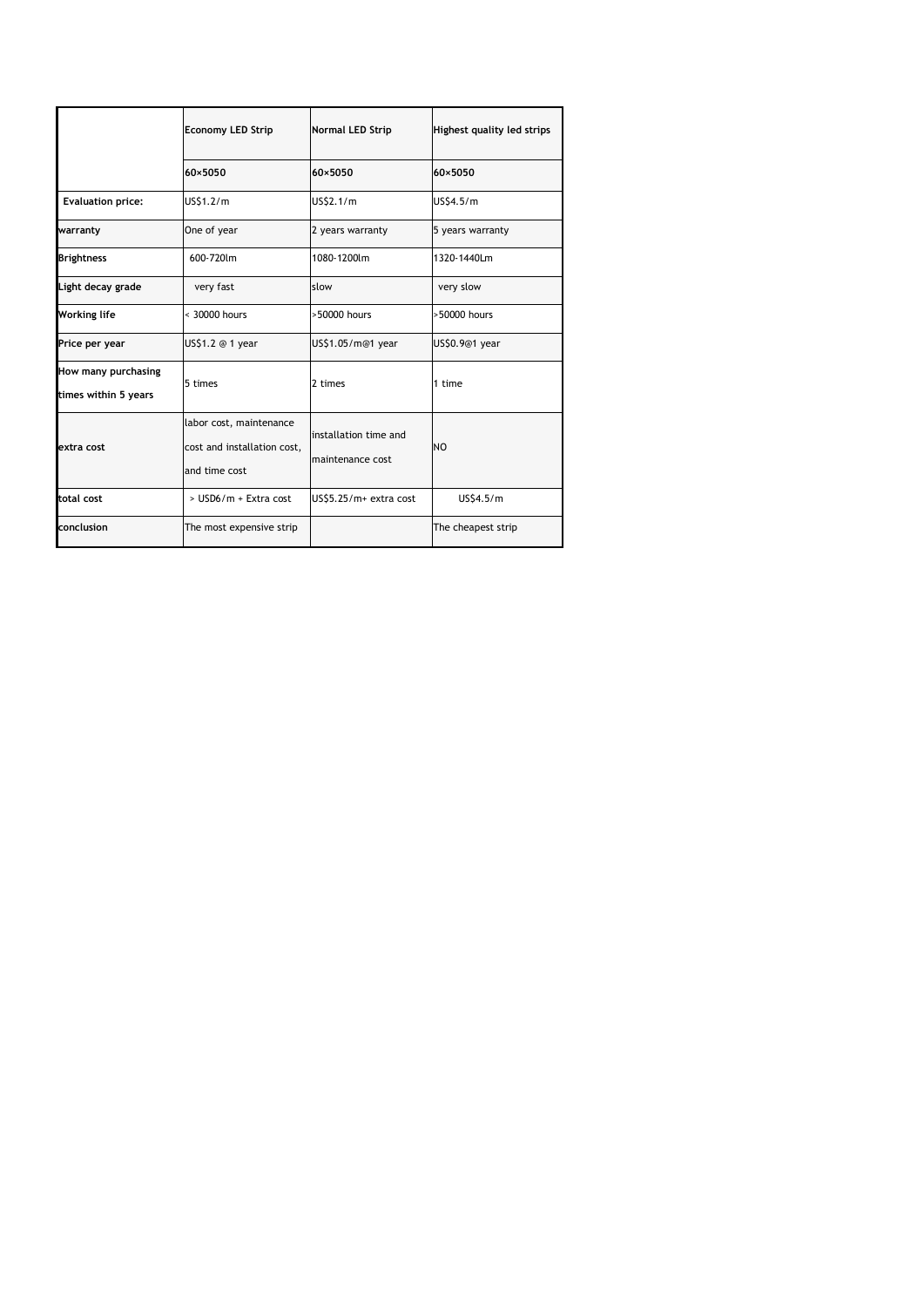| | Economy LED Strip | Normal LED Strip | Highest quality led strips |
|---|---|---|---|
| | 60×5050 | 60×5050 | 60×5050 |
| Evaluation price: | US$1.2/m | US$2.1/m | US$4.5/m |
| warranty | One of year | 2 years warranty | 5 years warranty |
| Brightness | 600-720lm | 1080-1200lm | 1320-1440Lm |
| Light decay grade | very fast | slow | very slow |
| Working life | < 30000 hours | >50000 hours | >50000 hours |
| Price per year | US$1.2 @ 1 year | US$1.05/m@1 year | US$0.9@1 year |
| How many purchasing times within 5 years | 5 times | 2 times | 1 time |
| extra cost | labor cost, maintenance cost and installation cost, and time cost | installation time and maintenance cost | NO |
| total cost | > USD6/m + Extra cost | US$5.25/m+ extra cost | US$4.5/m |
| conclusion | The most expensive strip | | The cheapest strip |